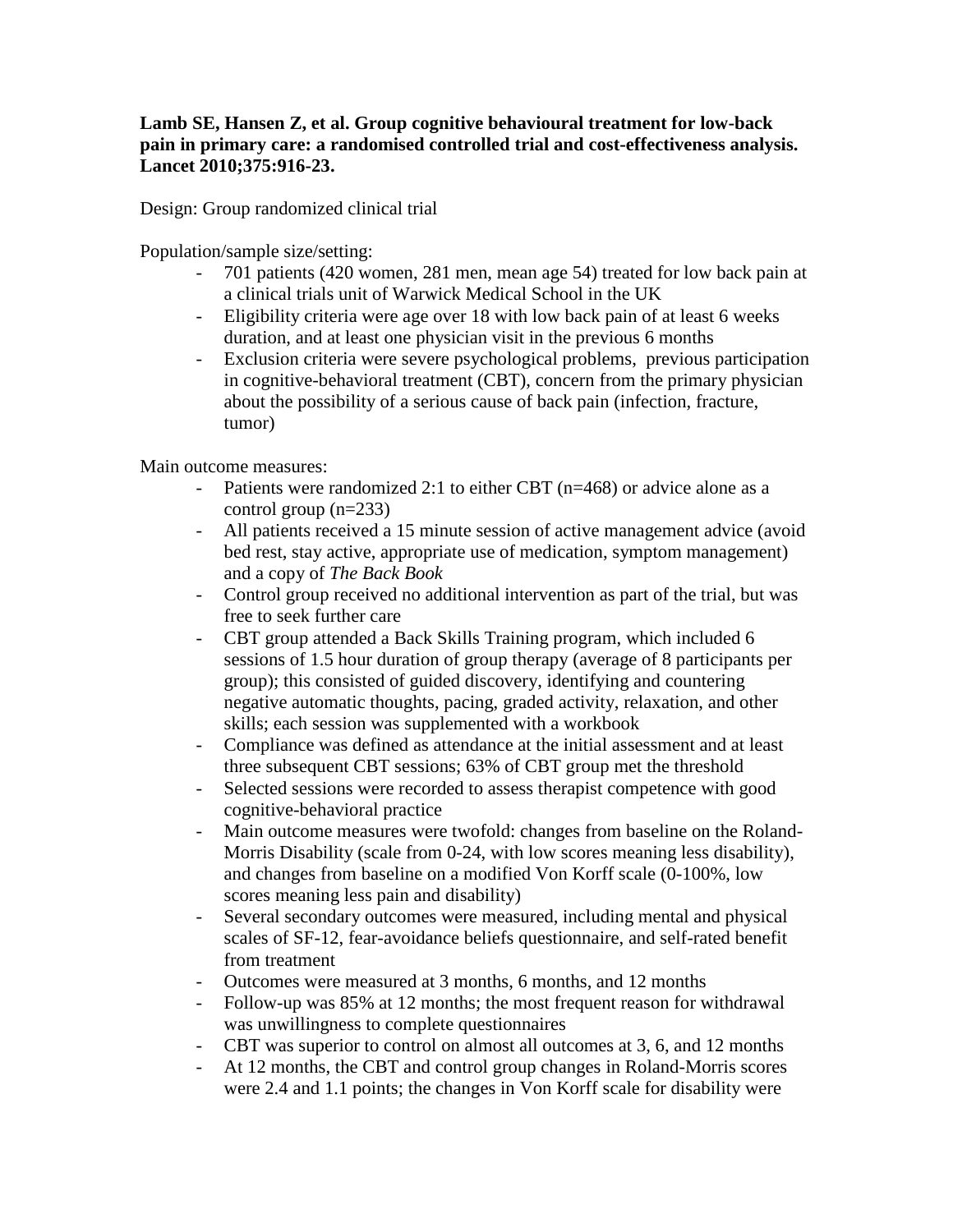**Lamb SE, Hansen Z, et al. Group cognitive behavioural treatment for low-back pain in primary care: a randomised controlled trial and cost-effectiveness analysis. Lancet 2010;375:916-23.**

Design: Group randomized clinical trial

Population/sample size/setting:

- 701 patients (420 women, 281 men, mean age 54) treated for low back pain at a clinical trials unit of Warwick Medical School in the UK
- Eligibility criteria were age over 18 with low back pain of at least 6 weeks duration, and at least one physician visit in the previous 6 months
- Exclusion criteria were severe psychological problems, previous participation in cognitive-behavioral treatment (CBT), concern from the primary physician about the possibility of a serious cause of back pain (infection, fracture, tumor)

Main outcome measures:

- Patients were randomized 2:1 to either CBT (n=468) or advice alone as a control group (n=233)
- All patients received a 15 minute session of active management advice (avoid bed rest, stay active, appropriate use of medication, symptom management) and a copy of *The Back Book*
- Control group received no additional intervention as part of the trial, but was free to seek further care
- CBT group attended a Back Skills Training program, which included 6 sessions of 1.5 hour duration of group therapy (average of 8 participants per group); this consisted of guided discovery, identifying and countering negative automatic thoughts, pacing, graded activity, relaxation, and other skills; each session was supplemented with a workbook
- Compliance was defined as attendance at the initial assessment and at least three subsequent CBT sessions; 63% of CBT group met the threshold
- Selected sessions were recorded to assess therapist competence with good cognitive-behavioral practice
- Main outcome measures were twofold: changes from baseline on the Roland-Morris Disability (scale from 0-24, with low scores meaning less disability), and changes from baseline on a modified Von Korff scale (0-100%, low scores meaning less pain and disability)
- Several secondary outcomes were measured, including mental and physical scales of SF-12, fear-avoidance beliefs questionnaire, and self-rated benefit from treatment
- Outcomes were measured at 3 months, 6 months, and 12 months
- Follow-up was 85% at 12 months; the most frequent reason for withdrawal was unwillingness to complete questionnaires
- CBT was superior to control on almost all outcomes at 3, 6, and 12 months
- At 12 months, the CBT and control group changes in Roland-Morris scores were 2.4 and 1.1 points; the changes in Von Korff scale for disability were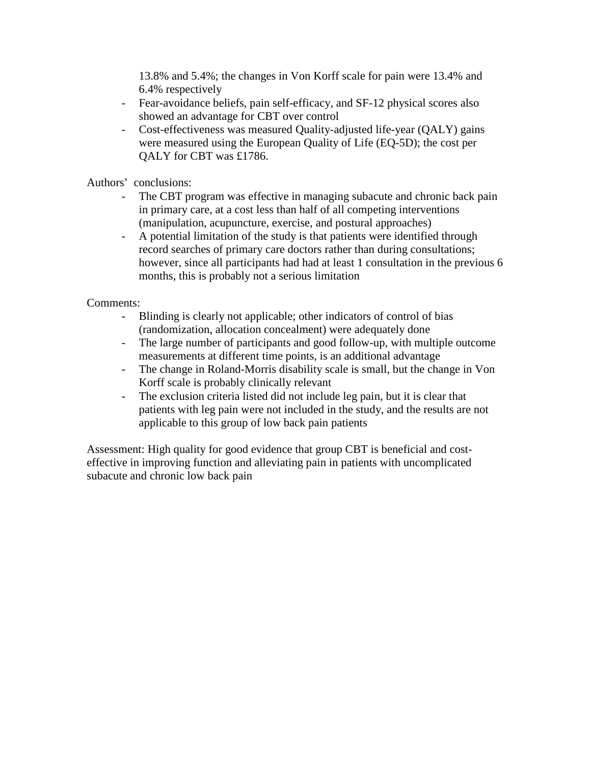13.8% and 5.4%; the changes in Von Korff scale for pain were 13.4% and 6.4% respectively
- Fear-avoidance beliefs, pain self-efficacy, and SF-12 physical scores also showed an advantage for CBT over control
- Cost-effectiveness was measured Quality-adjusted life-year (QALY) gains were measured using the European Quality of Life (EQ-5D); the cost per QALY for CBT was £1786.

Authors' conclusions:

- The CBT program was effective in managing subacute and chronic back pain in primary care, at a cost less than half of all competing interventions (manipulation, acupuncture, exercise, and postural approaches)
- A potential limitation of the study is that patients were identified through record searches of primary care doctors rather than during consultations; however, since all participants had had at least 1 consultation in the previous 6 months, this is probably not a serious limitation

Comments:

- Blinding is clearly not applicable; other indicators of control of bias (randomization, allocation concealment) were adequately done
- The large number of participants and good follow-up, with multiple outcome measurements at different time points, is an additional advantage
- The change in Roland-Morris disability scale is small, but the change in Von Korff scale is probably clinically relevant
- The exclusion criteria listed did not include leg pain, but it is clear that patients with leg pain were not included in the study, and the results are not applicable to this group of low back pain patients

Assessment: High quality for good evidence that group CBT is beneficial and cost-effective in improving function and alleviating pain in patients with uncomplicated subacute and chronic low back pain